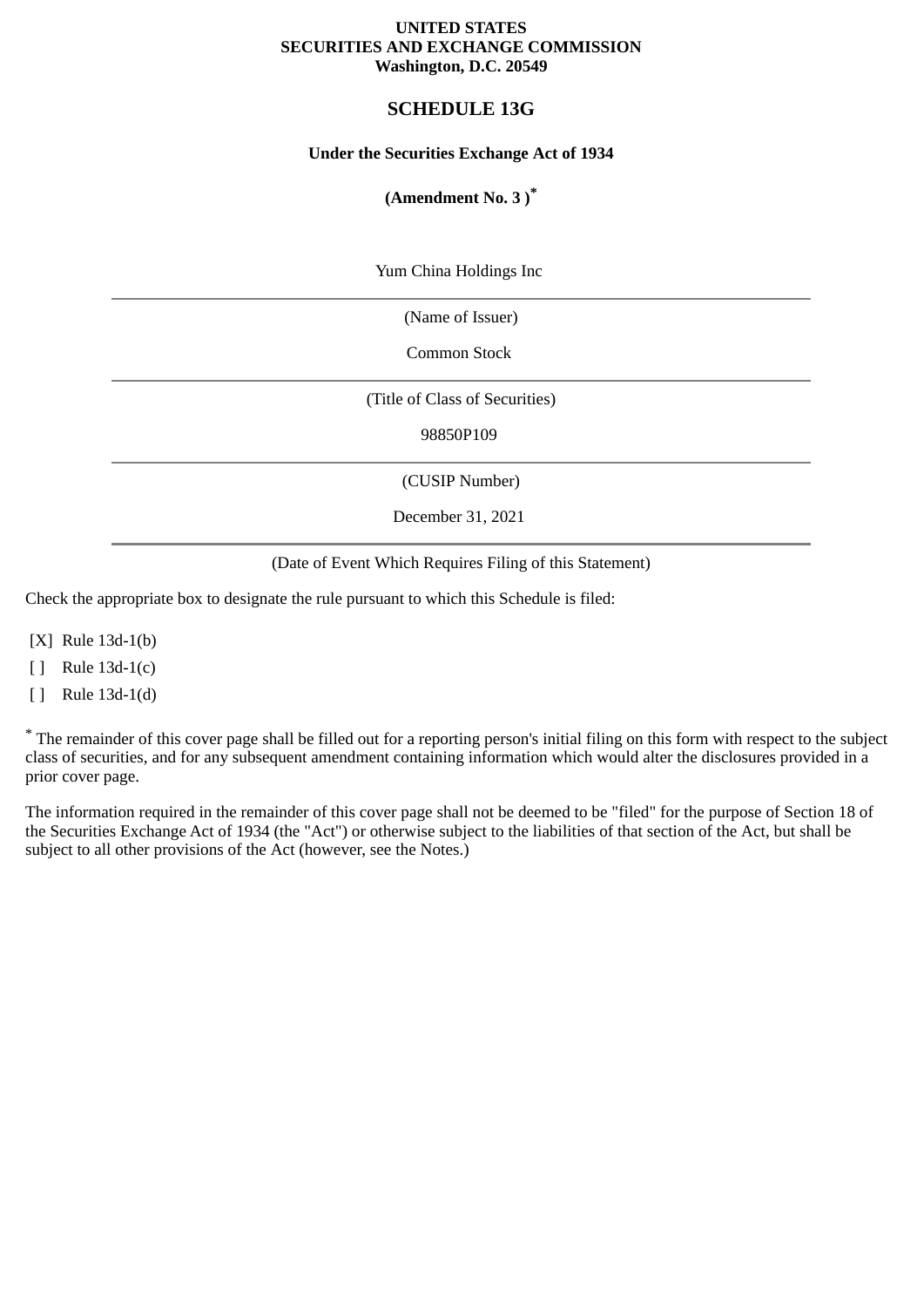**UNITED STATES**
**SECURITIES AND EXCHANGE COMMISSION**
**Washington, D.C. 20549**

# SCHEDULE 13G

**Under the Securities Exchange Act of 1934**

**(Amendment No. 3 )***

Yum China Holdings Inc

(Name of Issuer)

Common Stock

(Title of Class of Securities)

98850P109

(CUSIP Number)

December 31, 2021

(Date of Event Which Requires Filing of this Statement)

Check the appropriate box to designate the rule pursuant to which this Schedule is filed:

[X] Rule 13d-1(b)

[ ] Rule 13d-1(c)

[ ] Rule 13d-1(d)

* The remainder of this cover page shall be filled out for a reporting person's initial filing on this form with respect to the subject class of securities, and for any subsequent amendment containing information which would alter the disclosures provided in a prior cover page.

The information required in the remainder of this cover page shall not be deemed to be "filed" for the purpose of Section 18 of the Securities Exchange Act of 1934 (the "Act") or otherwise subject to the liabilities of that section of the Act, but shall be subject to all other provisions of the Act (however, see the Notes.)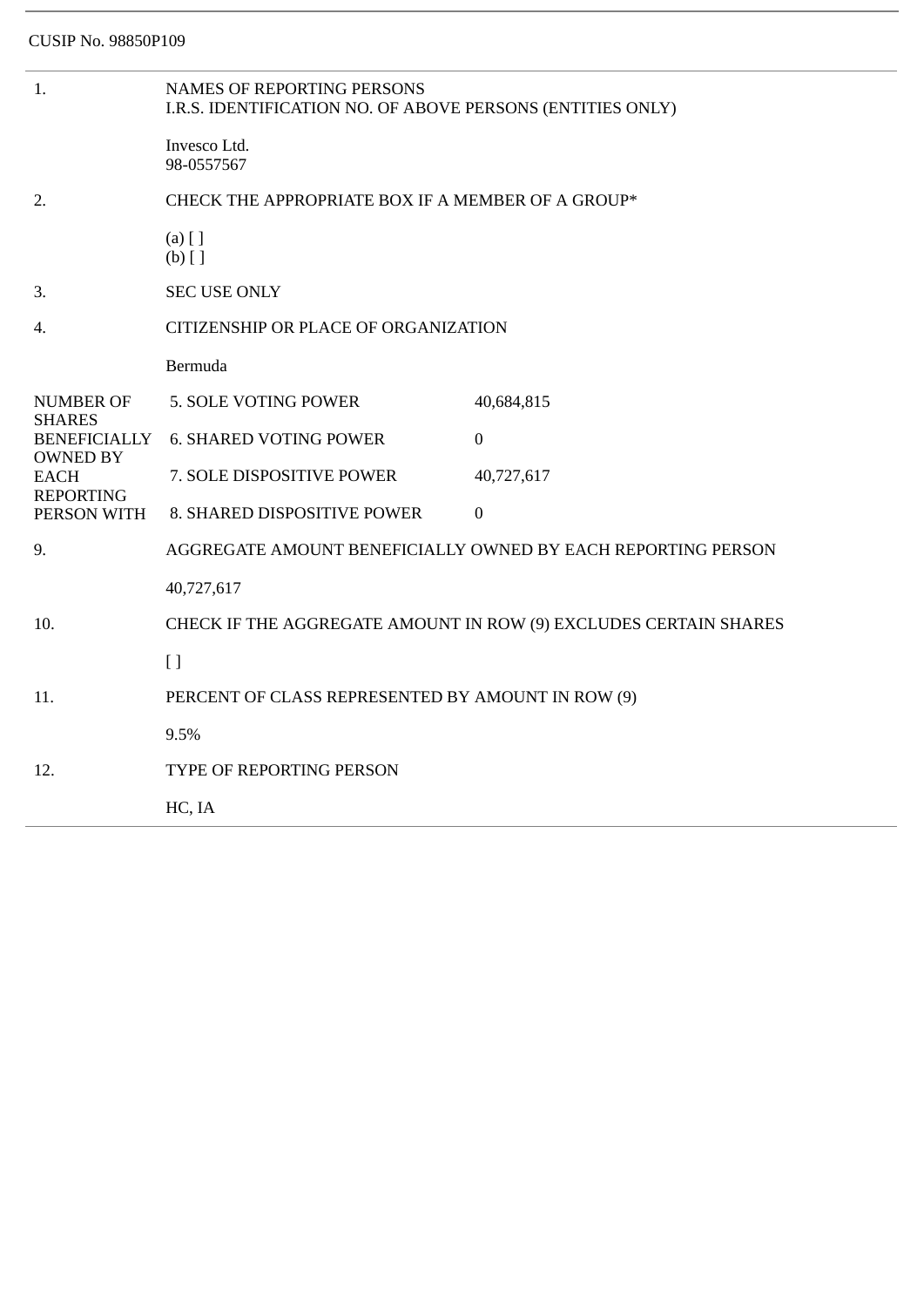CUSIP No. 98850P109

| | | |
|---|---|---|
| 1. | NAMES OF REPORTING PERSONS<br>I.R.S. IDENTIFICATION NO. OF ABOVE PERSONS (ENTITIES ONLY)<br><br>Invesco Ltd.<br>98-0557567 | |
| 2. | CHECK THE APPROPRIATE BOX IF A MEMBER OF A GROUP*<br><br>(a) [ ]<br>(b) [ ] | |
| 3. | SEC USE ONLY | |
| 4. | CITIZENSHIP OR PLACE OF ORGANIZATION<br><br>Bermuda | |
| NUMBER OF SHARES BENEFICIALLY OWNED BY EACH REPORTING PERSON WITH | 5. SOLE VOTING POWER | 40,684,815 |
| | 6. SHARED VOTING POWER | 0 |
| | 7. SOLE DISPOSITIVE POWER | 40,727,617 |
| | 8. SHARED DISPOSITIVE POWER | 0 |
| 9. | AGGREGATE AMOUNT BENEFICIALLY OWNED BY EACH REPORTING PERSON<br><br>40,727,617 | |
| 10. | CHECK IF THE AGGREGATE AMOUNT IN ROW (9) EXCLUDES CERTAIN SHARES<br><br>[ ] | |
| 11. | PERCENT OF CLASS REPRESENTED BY AMOUNT IN ROW (9)<br><br>9.5% | |
| 12. | TYPE OF REPORTING PERSON<br><br>HC, IA | |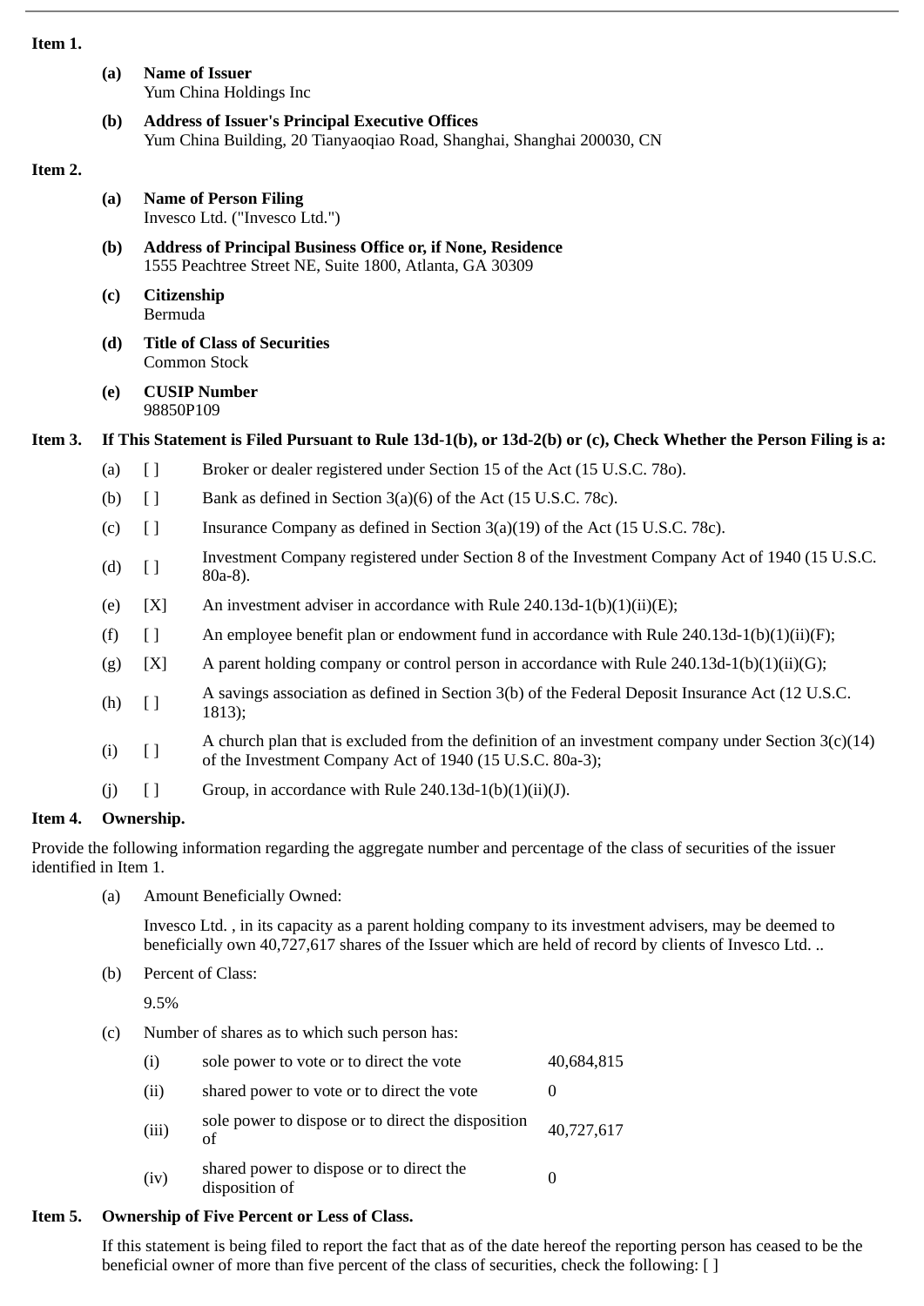**Item 1.**

**(a) Name of Issuer**
Yum China Holdings Inc

**(b) Address of Issuer's Principal Executive Offices**
Yum China Building, 20 Tianyaoqiao Road, Shanghai, Shanghai 200030, CN

**Item 2.**

**(a) Name of Person Filing**
Invesco Ltd. ("Invesco Ltd.")

**(b) Address of Principal Business Office or, if None, Residence**
1555 Peachtree Street NE, Suite 1800, Atlanta, GA 30309

**(c) Citizenship**
Bermuda

**(d) Title of Class of Securities**
Common Stock

**(e) CUSIP Number**
98850P109

**Item 3. If This Statement is Filed Pursuant to Rule 13d-1(b), or 13d-2(b) or (c), Check Whether the Person Filing is a:**

| | | |
|---|---|---|
| (a) | [ ] | Broker or dealer registered under Section 15 of the Act (15 U.S.C. 78o). |
| (b) | [ ] | Bank as defined in Section 3(a)(6) of the Act (15 U.S.C. 78c). |
| (c) | [ ] | Insurance Company as defined in Section 3(a)(19) of the Act (15 U.S.C. 78c). |
| (d) | [ ] | Investment Company registered under Section 8 of the Investment Company Act of 1940 (15 U.S.C. 80a-8). |
| (e) | [X] | An investment adviser in accordance with Rule 240.13d-1(b)(1)(ii)(E); |
| (f) | [ ] | An employee benefit plan or endowment fund in accordance with Rule 240.13d-1(b)(1)(ii)(F); |
| (g) | [X] | A parent holding company or control person in accordance with Rule 240.13d-1(b)(1)(ii)(G); |
| (h) | [ ] | A savings association as defined in Section 3(b) of the Federal Deposit Insurance Act (12 U.S.C. 1813); |
| (i) | [ ] | A church plan that is excluded from the definition of an investment company under Section 3(c)(14) of the Investment Company Act of 1940 (15 U.S.C. 80a-3); |
| (j) | [ ] | Group, in accordance with Rule 240.13d-1(b)(1)(ii)(J). |

**Item 4. Ownership.**

Provide the following information regarding the aggregate number and percentage of the class of securities of the issuer identified in Item 1.

(a) Amount Beneficially Owned:

Invesco Ltd. , in its capacity as a parent holding company to its investment advisers, may be deemed to beneficially own 40,727,617 shares of the Issuer which are held of record by clients of Invesco Ltd. ..

(b) Percent of Class:

9.5%

(c) Number of shares as to which such person has:

| | | |
|---|---|---|
| (i) | sole power to vote or to direct the vote | 40,684,815 |
| (ii) | shared power to vote or to direct the vote | 0 |
| (iii) | sole power to dispose or to direct the disposition of | 40,727,617 |
| (iv) | shared power to dispose or to direct the disposition of | 0 |

**Item 5. Ownership of Five Percent or Less of Class.**

If this statement is being filed to report the fact that as of the date hereof the reporting person has ceased to be the beneficial owner of more than five percent of the class of securities, check the following: [ ]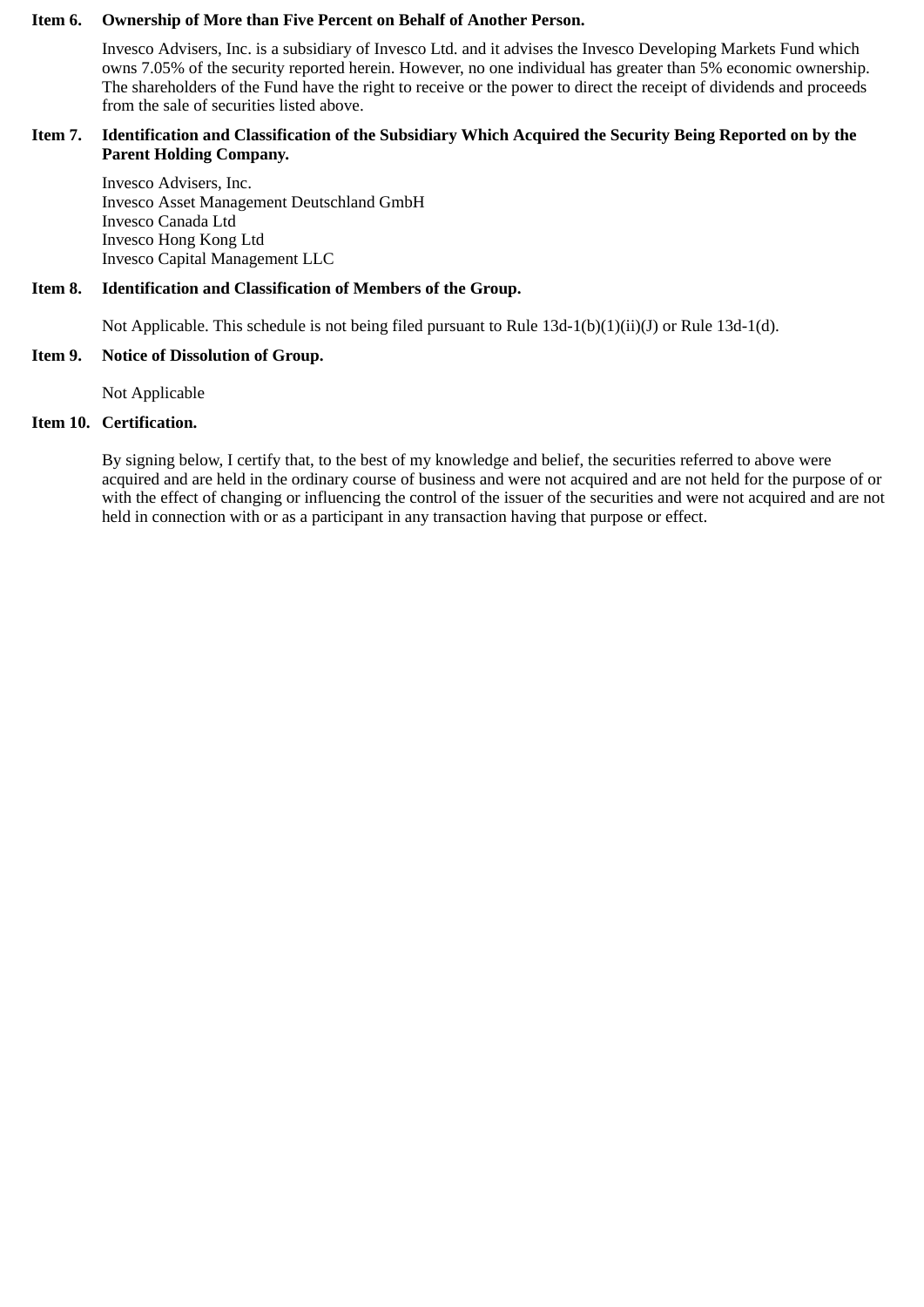**Item 6. Ownership of More than Five Percent on Behalf of Another Person.**

Invesco Advisers, Inc. is a subsidiary of Invesco Ltd. and it advises the Invesco Developing Markets Fund which owns 7.05% of the security reported herein. However, no one individual has greater than 5% economic ownership. The shareholders of the Fund have the right to receive or the power to direct the receipt of dividends and proceeds from the sale of securities listed above.

**Item 7. Identification and Classification of the Subsidiary Which Acquired the Security Being Reported on by the Parent Holding Company.**

Invesco Advisers, Inc.
Invesco Asset Management Deutschland GmbH
Invesco Canada Ltd
Invesco Hong Kong Ltd
Invesco Capital Management LLC

**Item 8. Identification and Classification of Members of the Group.**

Not Applicable. This schedule is not being filed pursuant to Rule 13d-1(b)(1)(ii)(J) or Rule 13d-1(d).

**Item 9. Notice of Dissolution of Group.**

Not Applicable

**Item 10. Certification.**

By signing below, I certify that, to the best of my knowledge and belief, the securities referred to above were acquired and are held in the ordinary course of business and were not acquired and are not held for the purpose of or with the effect of changing or influencing the control of the issuer of the securities and were not acquired and are not held in connection with or as a participant in any transaction having that purpose or effect.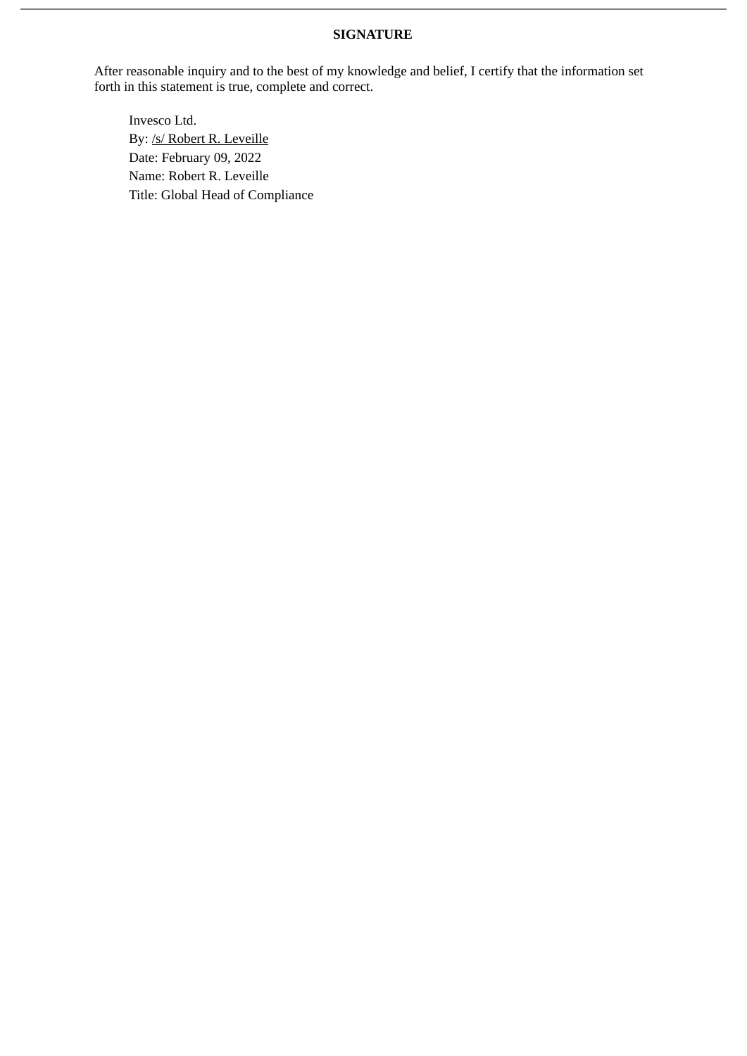**SIGNATURE**

After reasonable inquiry and to the best of my knowledge and belief, I certify that the information set forth in this statement is true, complete and correct.

Invesco Ltd.
By: /s/ Robert R. Leveille
Date: February 09, 2022
Name: Robert R. Leveille
Title: Global Head of Compliance